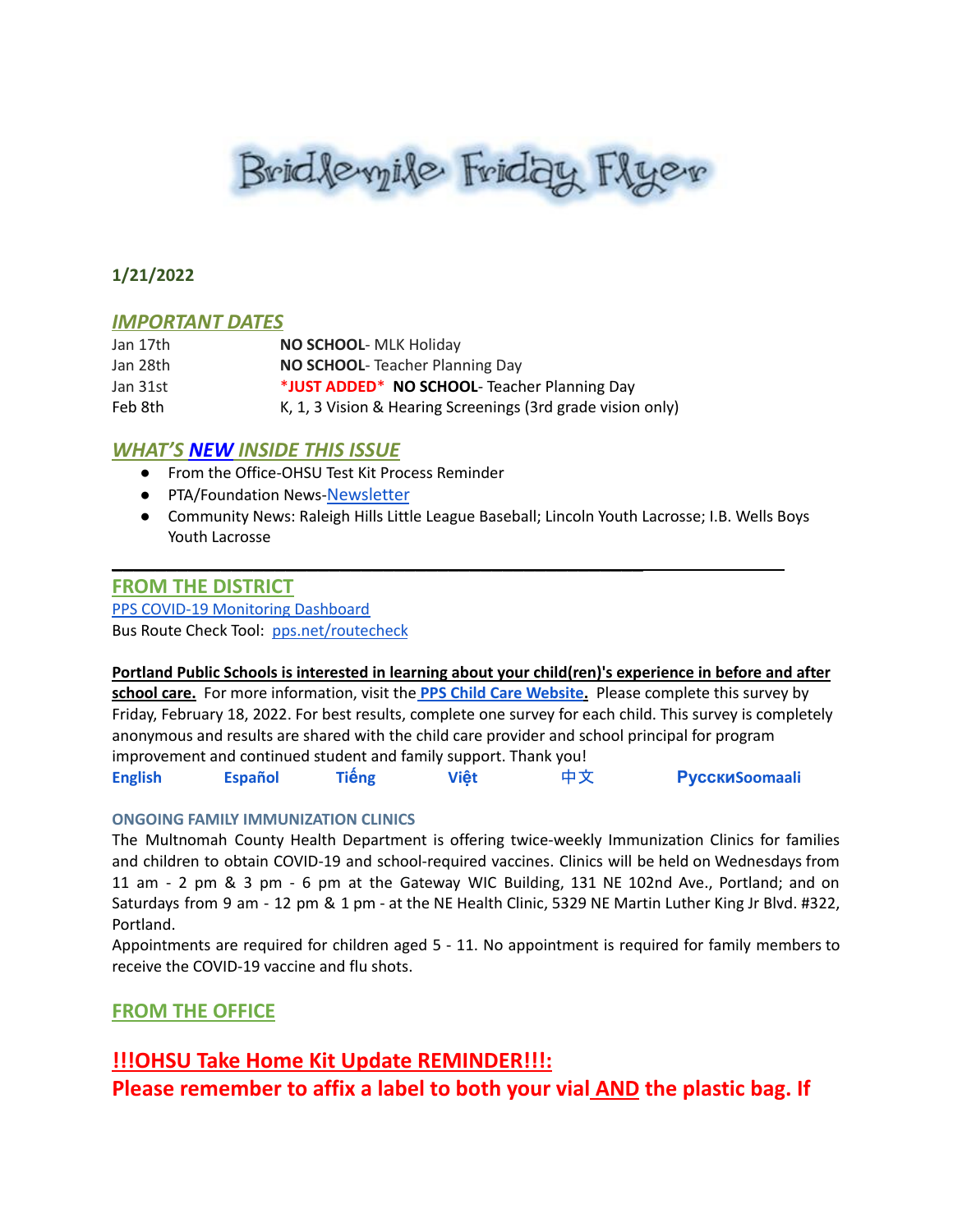# Bridlemile Friday Flyer

**1/21/2022**

## *IMPORTANT DATES*

| | |
|---|---|
| Jan 17th | **NO SCHOOL**- MLK Holiday |
| Jan 28th | **NO SCHOOL**- Teacher Planning Day |
| Jan 31st | ***JUST ADDED*** **NO SCHOOL**- Teacher Planning Day |
| Feb 8th | K, 1, 3 Vision & Hearing Screenings (3rd grade vision only) |

## *WHAT'S NEW INSIDE THIS ISSUE*

- From the Office-OHSU Test Kit Process Reminder
- PTA/Foundation News-Newsletter
- Community News: Raleigh Hills Little League Baseball; Lincoln Youth Lacrosse; I.B. Wells Boys Youth Lacrosse

---

## FROM THE DISTRICT

PPS COVID-19 Monitoring Dashboard

Bus Route Check Tool: pps.net/routecheck

**Portland Public Schools is interested in learning about your child(ren)'s experience in before and after school care.** For more information, visit the **PPS Child Care Website.** Please complete this survey by Friday, February 18, 2022. For best results, complete one survey for each child. This survey is completely anonymous and results are shared with the child care provider and school principal for program improvement and continued student and family support. Thank you!

**English** **Español** **Tiếng** **Việt** **中文** **РусскиSoomaali**

**ONGOING FAMILY IMMUNIZATION CLINICS**

The Multnomah County Health Department is offering twice-weekly Immunization Clinics for families and children to obtain COVID-19 and school-required vaccines. Clinics will be held on Wednesdays from 11 am - 2 pm & 3 pm - 6 pm at the Gateway WIC Building, 131 NE 102nd Ave., Portland; and on Saturdays from 9 am - 12 pm & 1 pm - at the NE Health Clinic, 5329 NE Martin Luther King Jr Blvd. #322, Portland.

Appointments are required for children aged 5 - 11. No appointment is required for family members to receive the COVID-19 vaccine and flu shots.

## FROM THE OFFICE

## !!!OHSU Take Home Kit Update REMINDER!!!:

**Please remember to affix a label to both your vial AND the plastic bag. If**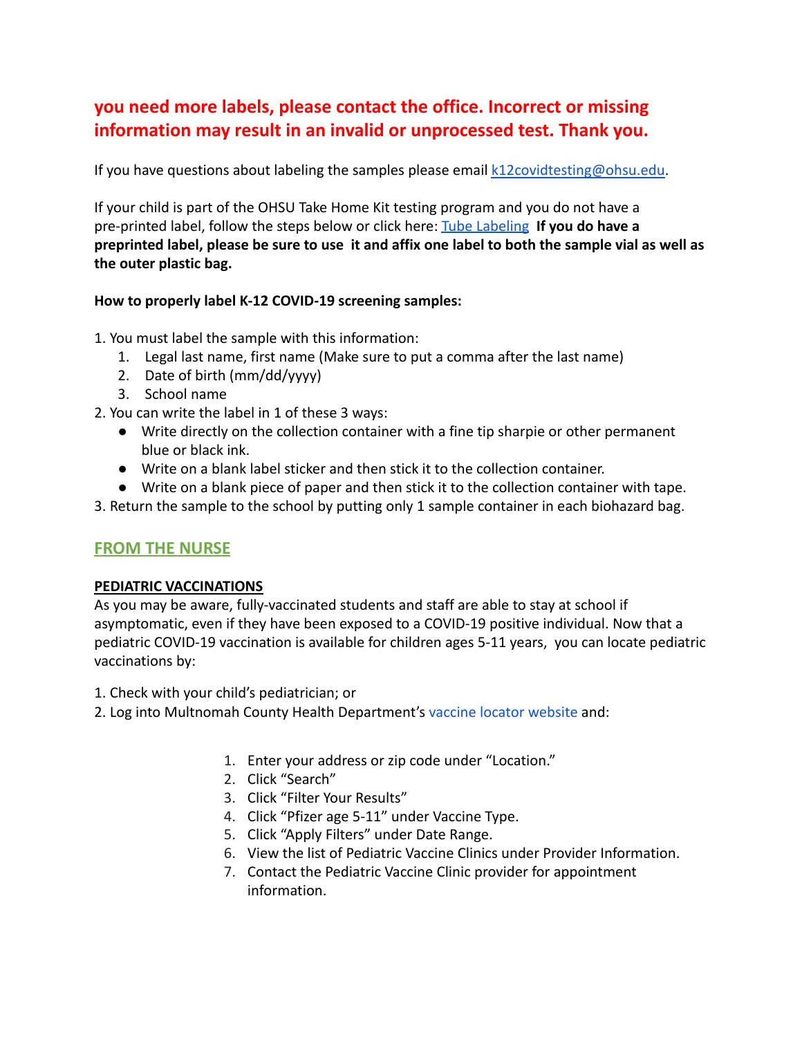**you need more labels, please contact the office. Incorrect or missing information may result in an invalid or unprocessed test. Thank you.**

If you have questions about labeling the samples please email [k12covidtesting@ohsu.edu](mailto:k12covidtesting@ohsu.edu).

If your child is part of the OHSU Take Home Kit testing program and you do not have a pre-printed label, follow the steps below or click here: [Tube Labeling](#) **If you do have a preprinted label, please be sure to use it and affix one label to both the sample vial as well as the outer plastic bag.**

**How to properly label K-12 COVID-19 screening samples:**

1. You must label the sample with this information:
   1. Legal last name, first name (Make sure to put a comma after the last name)
   2. Date of birth (mm/dd/yyyy)
   3. School name
2. You can write the label in 1 of these 3 ways:
   - Write directly on the collection container with a fine tip sharpie or other permanent blue or black ink.
   - Write on a blank label sticker and then stick it to the collection container.
   - Write on a blank piece of paper and then stick it to the collection container with tape.
3. Return the sample to the school by putting only 1 sample container in each biohazard bag.

## FROM THE NURSE

**PEDIATRIC VACCINATIONS**

As you may be aware, fully-vaccinated students and staff are able to stay at school if asymptomatic, even if they have been exposed to a COVID-19 positive individual. Now that a pediatric COVID-19 vaccination is available for children ages 5-11 years, you can locate pediatric vaccinations by:

1. Check with your child's pediatrician; or
2. Log into Multnomah County Health Department's [vaccine locator website](#) and:
   1. Enter your address or zip code under "Location."
   2. Click "Search"
   3. Click "Filter Your Results"
   4. Click "Pfizer age 5-11" under Vaccine Type.
   5. Click "Apply Filters" under Date Range.
   6. View the list of Pediatric Vaccine Clinics under Provider Information.
   7. Contact the Pediatric Vaccine Clinic provider for appointment information.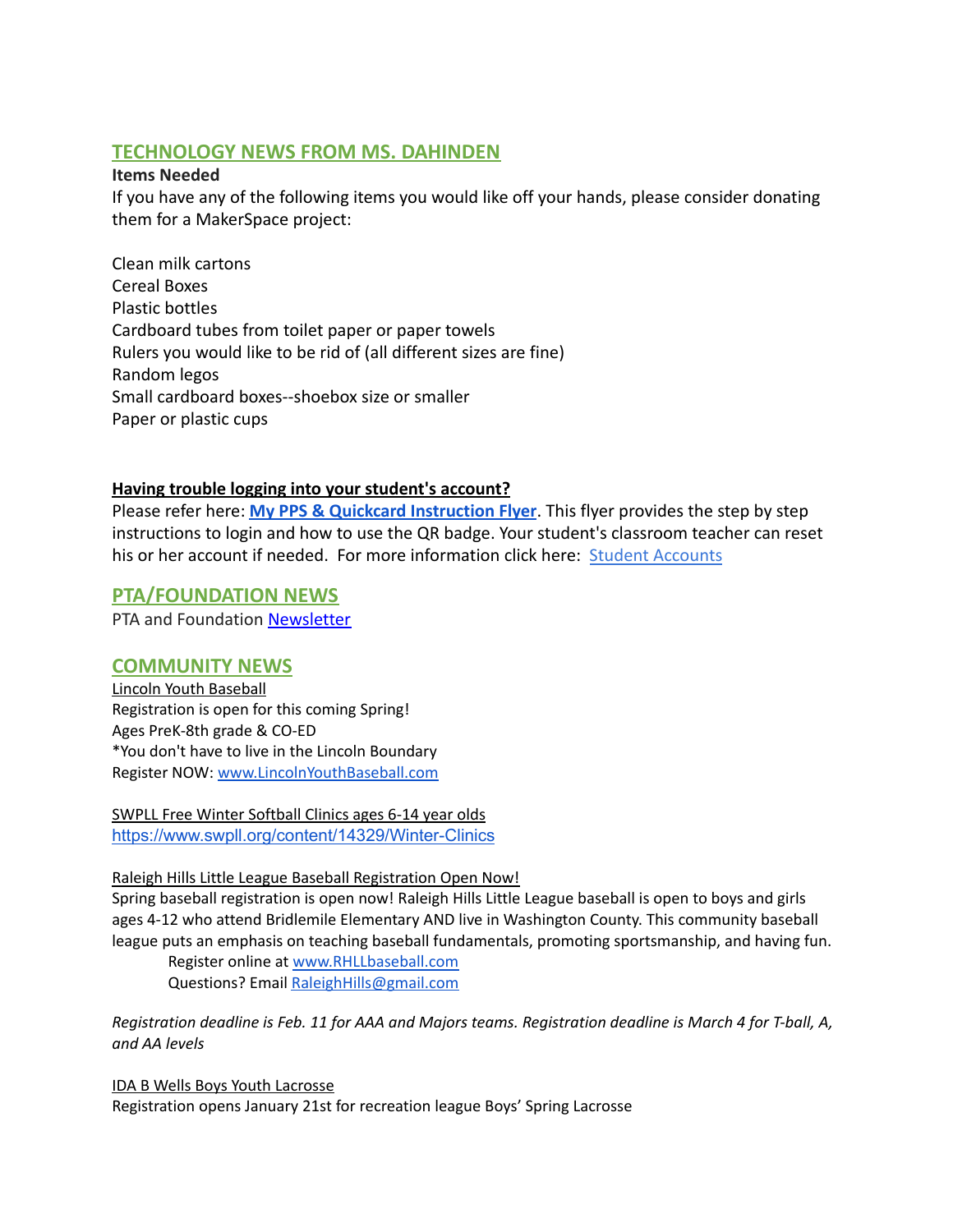## TECHNOLOGY NEWS FROM MS. DAHINDEN

**Items Needed**

If you have any of the following items you would like off your hands, please consider donating them for a MakerSpace project:

Clean milk cartons
Cereal Boxes
Plastic bottles
Cardboard tubes from toilet paper or paper towels
Rulers you would like to be rid of (all different sizes are fine)
Random legos
Small cardboard boxes--shoebox size or smaller
Paper or plastic cups

**Having trouble logging into your student's account?**

Please refer here: **My PPS & Quickcard Instruction Flyer**. This flyer provides the step by step instructions to login and how to use the QR badge. Your student's classroom teacher can reset his or her account if needed. For more information click here: Student Accounts

## PTA/FOUNDATION NEWS

PTA and Foundation Newsletter

## COMMUNITY NEWS

Lincoln Youth Baseball
Registration is open for this coming Spring!
Ages PreK-8th grade & CO-ED
*You don't have to live in the Lincoln Boundary
Register NOW: www.LincolnYouthBaseball.com

SWPLL Free Winter Softball Clinics ages 6-14 year olds
https://www.swpll.org/content/14329/Winter-Clinics

Raleigh Hills Little League Baseball Registration Open Now!
Spring baseball registration is open now! Raleigh Hills Little League baseball is open to boys and girls ages 4-12 who attend Bridlemile Elementary AND live in Washington County. This community baseball league puts an emphasis on teaching baseball fundamentals, promoting sportsmanship, and having fun.

Register online at www.RHLLbaseball.com
Questions? Email RaleighHills@gmail.com

*Registration deadline is Feb. 11 for AAA and Majors teams. Registration deadline is March 4 for T-ball, A, and AA levels*

IDA B Wells Boys Youth Lacrosse
Registration opens January 21st for recreation league Boys' Spring Lacrosse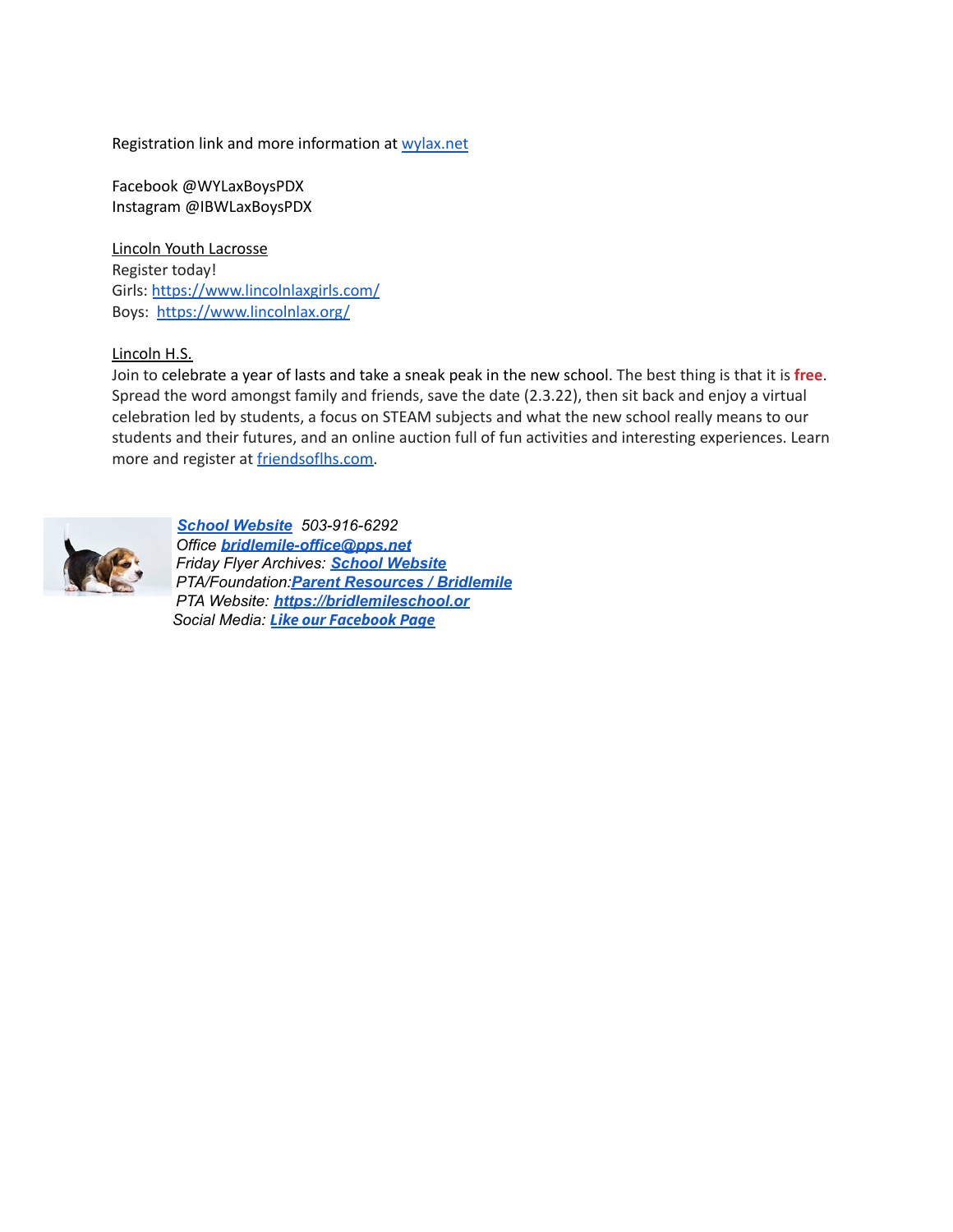Registration link and more information at [wylax.net](wylax.net)

Facebook @WYLaxBoysPDX
Instagram @IBWLaxBoysPDX

Lincoln Youth Lacrosse
Register today!
Girls: https://www.lincolnlaxgirls.com/
Boys: https://www.lincolnlax.org/

Lincoln H.S.
Join to celebrate a year of lasts and take a sneak peak in the new school. The best thing is that it is **free**. Spread the word amongst family and friends, save the date (2.3.22), then sit back and enjoy a virtual celebration led by students, a focus on STEAM subjects and what the new school really means to our students and their futures, and an online auction full of fun activities and interesting experiences. Learn more and register at friendsoflhs.com.

***School Website*** *503-916-6292*
*Office* ***bridlemile-office@pps.net***
*Friday Flyer Archives:* ***School Website***
*PTA/Foundation:****Parent Resources / Bridlemile***
*PTA Website:* ***https://bridlemileschool.or***
*Social Media:* ***Like our Facebook Page***